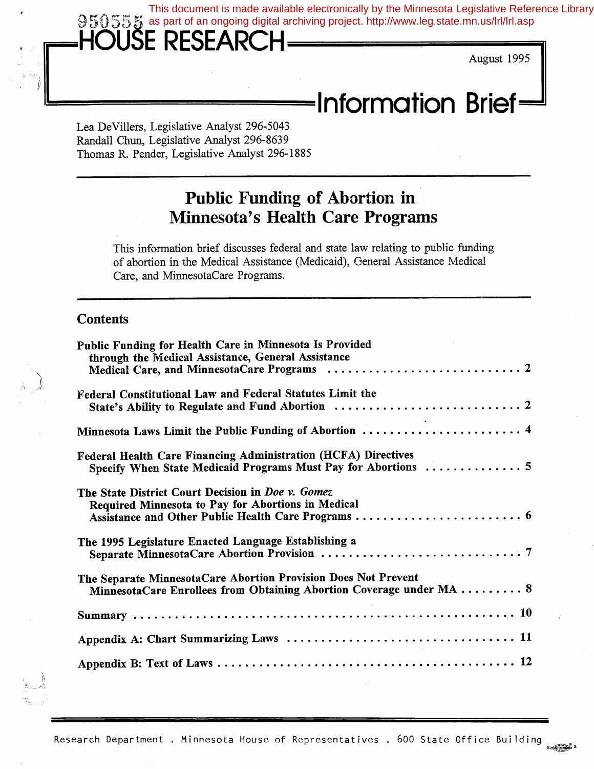This document is made available electronically by the Minnesota Legislative Reference Library as part of an ongoing digital archiving project. http://www.leg.state.mn.us/lrl/lrl.asp

950555

# HOUSE RESEARCH

August 1995

## Information Brief

Lea DeVillers, Legislative Analyst 296-5043
Randall Chun, Legislative Analyst 296-8639
Thomas R. Pender, Legislative Analyst 296-1885

# Public Funding of Abortion in Minnesota's Health Care Programs

This information brief discusses federal and state law relating to public funding of abortion in the Medical Assistance (Medicaid), General Assistance Medical Care, and MinnesotaCare Programs.

## Contents

**Public Funding for Health Care in Minnesota Is Provided through the Medical Assistance, General Assistance Medical Care, and MinnesotaCare Programs** ... 2

**Federal Constitutional Law and Federal Statutes Limit the State's Ability to Regulate and Fund Abortion** ... 2

**Minnesota Laws Limit the Public Funding of Abortion** ... 4

**Federal Health Care Financing Administration (HCFA) Directives Specify When State Medicaid Programs Must Pay for Abortions** ... 5

**The State District Court Decision in *Doe v. Gomez* Required Minnesota to Pay for Abortions in Medical Assistance and Other Public Health Care Programs** ... 6

**The 1995 Legislature Enacted Language Establishing a Separate MinnesotaCare Abortion Provision** ... 7

**The Separate MinnesotaCare Abortion Provision Does Not Prevent MinnesotaCare Enrollees from Obtaining Abortion Coverage under MA** ... 8

**Summary** ... 10

**Appendix A: Chart Summarizing Laws** ... 11

**Appendix B: Text of Laws** ... 12

Research Department . Minnesota House of Representatives . 600 State Office Building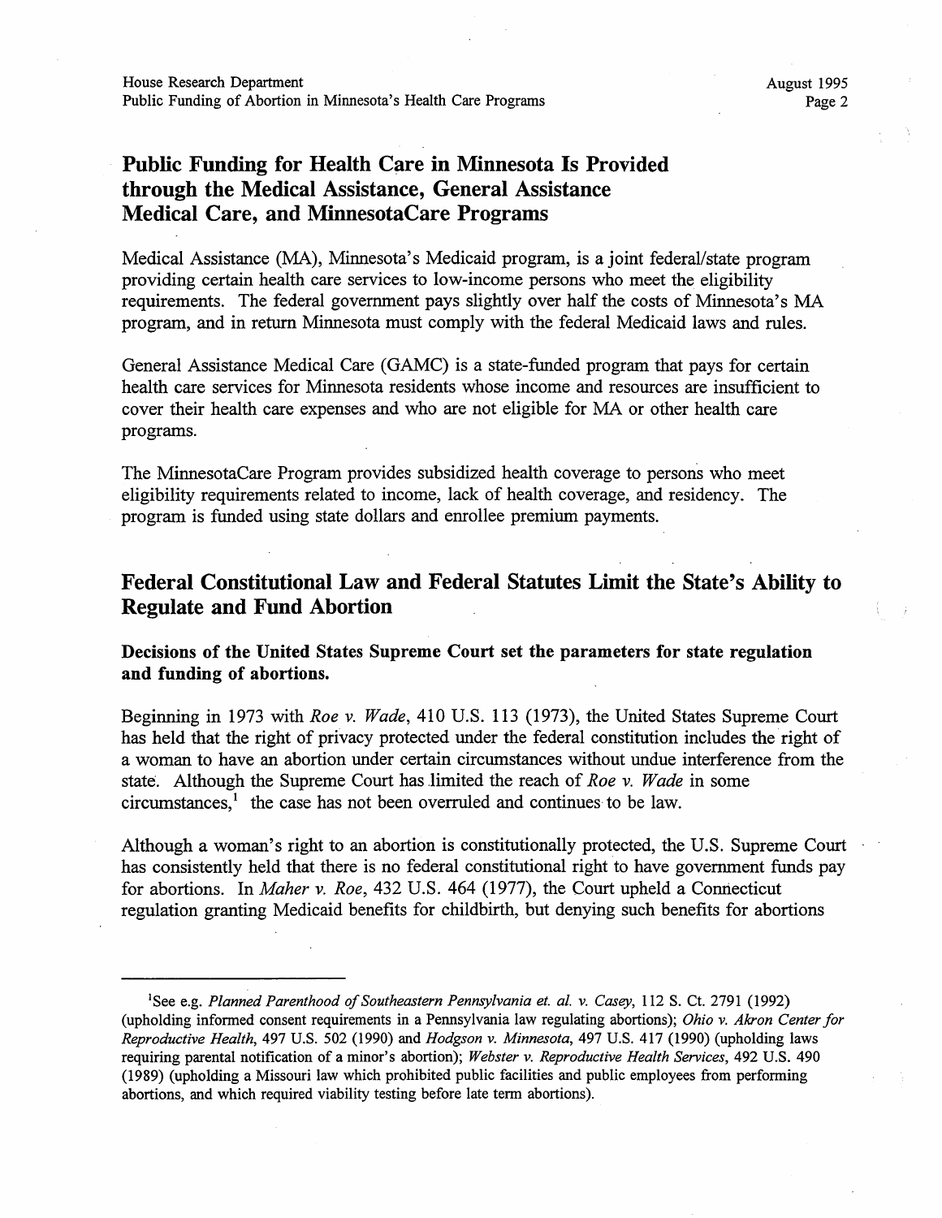## Public Funding for Health Care in Minnesota Is Provided through the Medical Assistance, General Assistance Medical Care, and MinnesotaCare Programs

Medical Assistance (MA), Minnesota's Medicaid program, is a joint federal/state program providing certain health care services to low-income persons who meet the eligibility requirements. The federal government pays slightly over half the costs of Minnesota's MA program, and in return Minnesota must comply with the federal Medicaid laws and rules.

General Assistance Medical Care (GAMC) is a state-funded program that pays for certain health care services for Minnesota residents whose income and resources are insufficient to cover their health care expenses and who are not eligible for MA or other health care programs.

The MinnesotaCare Program provides subsidized health coverage to persons who meet eligibility requirements related to income, lack of health coverage, and residency. The program is funded using state dollars and enrollee premium payments.

## Federal Constitutional Law and Federal Statutes Limit the State's Ability to Regulate and Fund Abortion

### Decisions of the United States Supreme Court set the parameters for state regulation and funding of abortions.

Beginning in 1973 with *Roe v. Wade*, 410 U.S. 113 (1973), the United States Supreme Court has held that the right of privacy protected under the federal constitution includes the right of a woman to have an abortion under certain circumstances without undue interference from the state. Although the Supreme Court has limited the reach of *Roe v. Wade* in some circumstances,[1] the case has not been overruled and continues to be law.

Although a woman's right to an abortion is constitutionally protected, the U.S. Supreme Court has consistently held that there is no federal constitutional right to have government funds pay for abortions. In *Maher v. Roe*, 432 U.S. 464 (1977), the Court upheld a Connecticut regulation granting Medicaid benefits for childbirth, but denying such benefits for abortions

---

[1]See e.g. *Planned Parenthood of Southeastern Pennsylvania et. al. v. Casey*, 112 S. Ct. 2791 (1992) (upholding informed consent requirements in a Pennsylvania law regulating abortions); *Ohio v. Akron Center for Reproductive Health*, 497 U.S. 502 (1990) and *Hodgson v. Minnesota*, 497 U.S. 417 (1990) (upholding laws requiring parental notification of a minor's abortion); *Webster v. Reproductive Health Services*, 492 U.S. 490 (1989) (upholding a Missouri law which prohibited public facilities and public employees from performing abortions, and which required viability testing before late term abortions).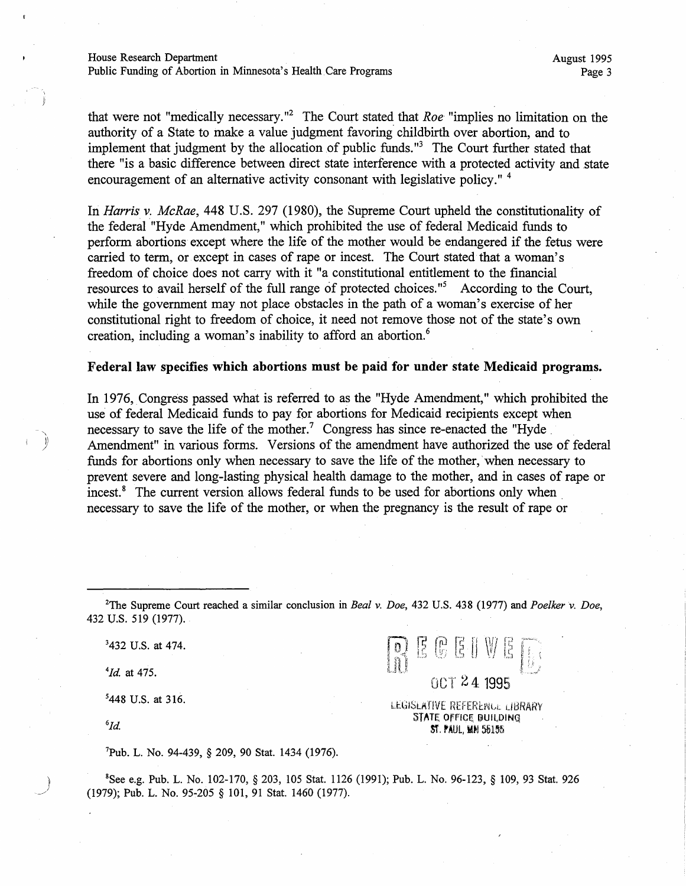that were not "medically necessary."[2] The Court stated that *Roe* "implies no limitation on the authority of a State to make a value judgment favoring childbirth over abortion, and to implement that judgment by the allocation of public funds."[3] The Court further stated that there "is a basic difference between direct state interference with a protected activity and state encouragement of an alternative activity consonant with legislative policy." [4]

In *Harris v. McRae*, 448 U.S. 297 (1980), the Supreme Court upheld the constitutionality of the federal "Hyde Amendment," which prohibited the use of federal Medicaid funds to perform abortions except where the life of the mother would be endangered if the fetus were carried to term, or except in cases of rape or incest. The Court stated that a woman's freedom of choice does not carry with it "a constitutional entitlement to the financial resources to avail herself of the full range of protected choices."[5] According to the Court, while the government may not place obstacles in the path of a woman's exercise of her constitutional right to freedom of choice, it need not remove those not of the state's own creation, including a woman's inability to afford an abortion.[6]

**Federal law specifies which abortions must be paid for under state Medicaid programs.**

In 1976, Congress passed what is referred to as the "Hyde Amendment," which prohibited the use of federal Medicaid funds to pay for abortions for Medicaid recipients except when necessary to save the life of the mother.[7] Congress has since re-enacted the "Hyde Amendment" in various forms. Versions of the amendment have authorized the use of federal funds for abortions only when necessary to save the life of the mother, when necessary to prevent severe and long-lasting physical health damage to the mother, and in cases of rape or incest.[8] The current version allows federal funds to be used for abortions only when necessary to save the life of the mother, or when the pregnancy is the result of rape or

---

[2] The Supreme Court reached a similar conclusion in *Beal v. Doe*, 432 U.S. 438 (1977) and *Poelker v. Doe*, 432 U.S. 519 (1977).

[3] 432 U.S. at 474.

[4] *Id.* at 475.

[5] 448 U.S. at 316.

[6] *Id.*

[7] Pub. L. No. 94-439, § 209, 90 Stat. 1434 (1976).

[8] See e.g. Pub. L. No. 102-170, § 203, 105 Stat. 1126 (1991); Pub. L. No. 96-123, § 109, 93 Stat. 926 (1979); Pub. L. No. 95-205 § 101, 91 Stat. 1460 (1977).

RECEIVED
OCT 24 1995
LEGISLATIVE REFERENCE LIBRARY
STATE OFFICE BUILDING
ST. PAUL, MN 55155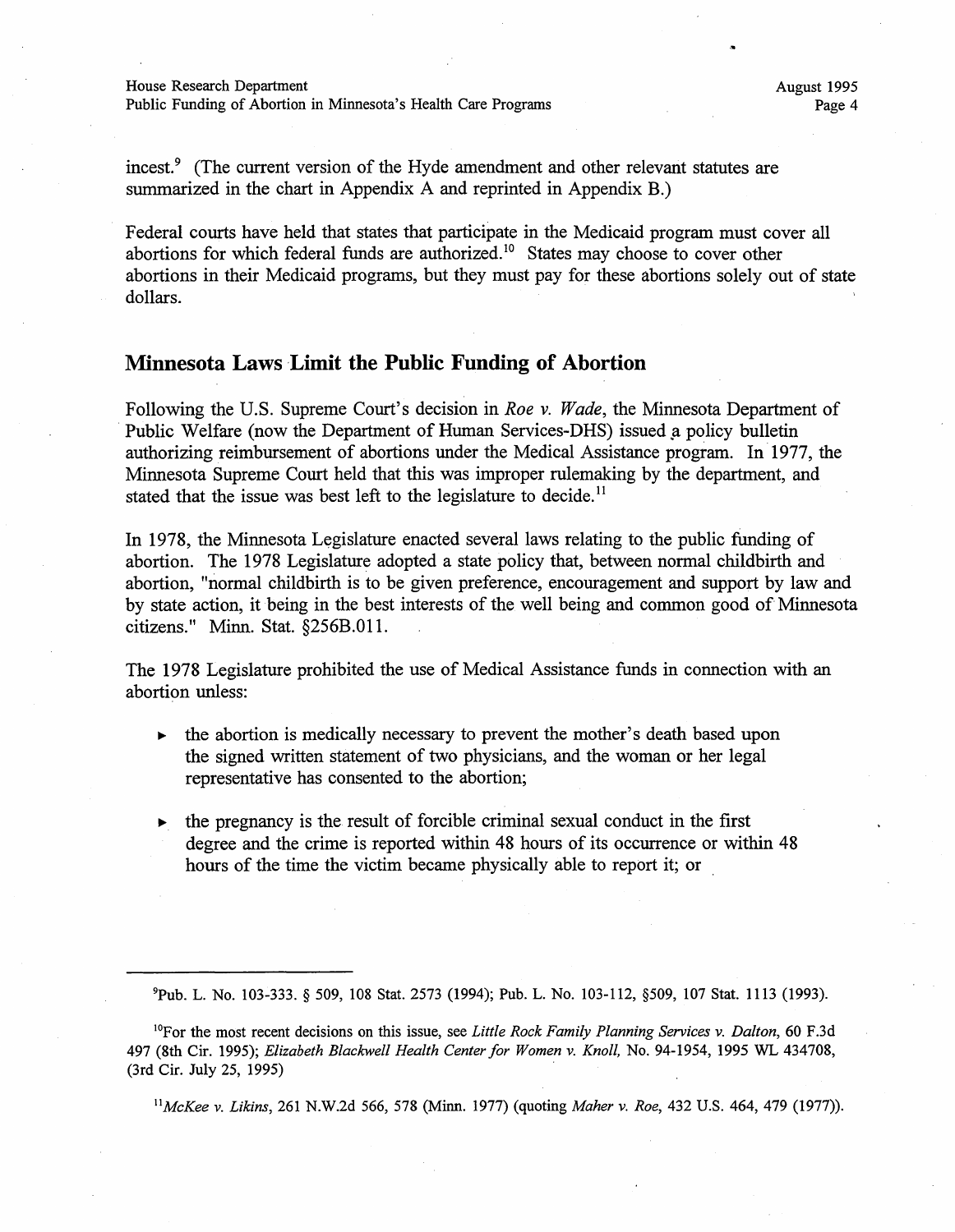incest.[9] (The current version of the Hyde amendment and other relevant statutes are summarized in the chart in Appendix A and reprinted in Appendix B.)

Federal courts have held that states that participate in the Medicaid program must cover all abortions for which federal funds are authorized.[10] States may choose to cover other abortions in their Medicaid programs, but they must pay for these abortions solely out of state dollars.

## Minnesota Laws Limit the Public Funding of Abortion

Following the U.S. Supreme Court's decision in *Roe v. Wade*, the Minnesota Department of Public Welfare (now the Department of Human Services-DHS) issued a policy bulletin authorizing reimbursement of abortions under the Medical Assistance program. In 1977, the Minnesota Supreme Court held that this was improper rulemaking by the department, and stated that the issue was best left to the legislature to decide.[11]

In 1978, the Minnesota Legislature enacted several laws relating to the public funding of abortion. The 1978 Legislature adopted a state policy that, between normal childbirth and abortion, "normal childbirth is to be given preference, encouragement and support by law and by state action, it being in the best interests of the well being and common good of Minnesota citizens." Minn. Stat. §256B.011.

The 1978 Legislature prohibited the use of Medical Assistance funds in connection with an abortion unless:

- the abortion is medically necessary to prevent the mother's death based upon the signed written statement of two physicians, and the woman or her legal representative has consented to the abortion;
- the pregnancy is the result of forcible criminal sexual conduct in the first degree and the crime is reported within 48 hours of its occurrence or within 48 hours of the time the victim became physically able to report it; or

---

[9] Pub. L. No. 103-333. § 509, 108 Stat. 2573 (1994); Pub. L. No. 103-112, §509, 107 Stat. 1113 (1993).

[10] For the most recent decisions on this issue, see *Little Rock Family Planning Services v. Dalton*, 60 F.3d 497 (8th Cir. 1995); *Elizabeth Blackwell Health Center for Women v. Knoll*, No. 94-1954, 1995 WL 434708, (3rd Cir. July 25, 1995)

[11] *McKee v. Likins*, 261 N.W.2d 566, 578 (Minn. 1977) (quoting *Maher v. Roe*, 432 U.S. 464, 479 (1977)).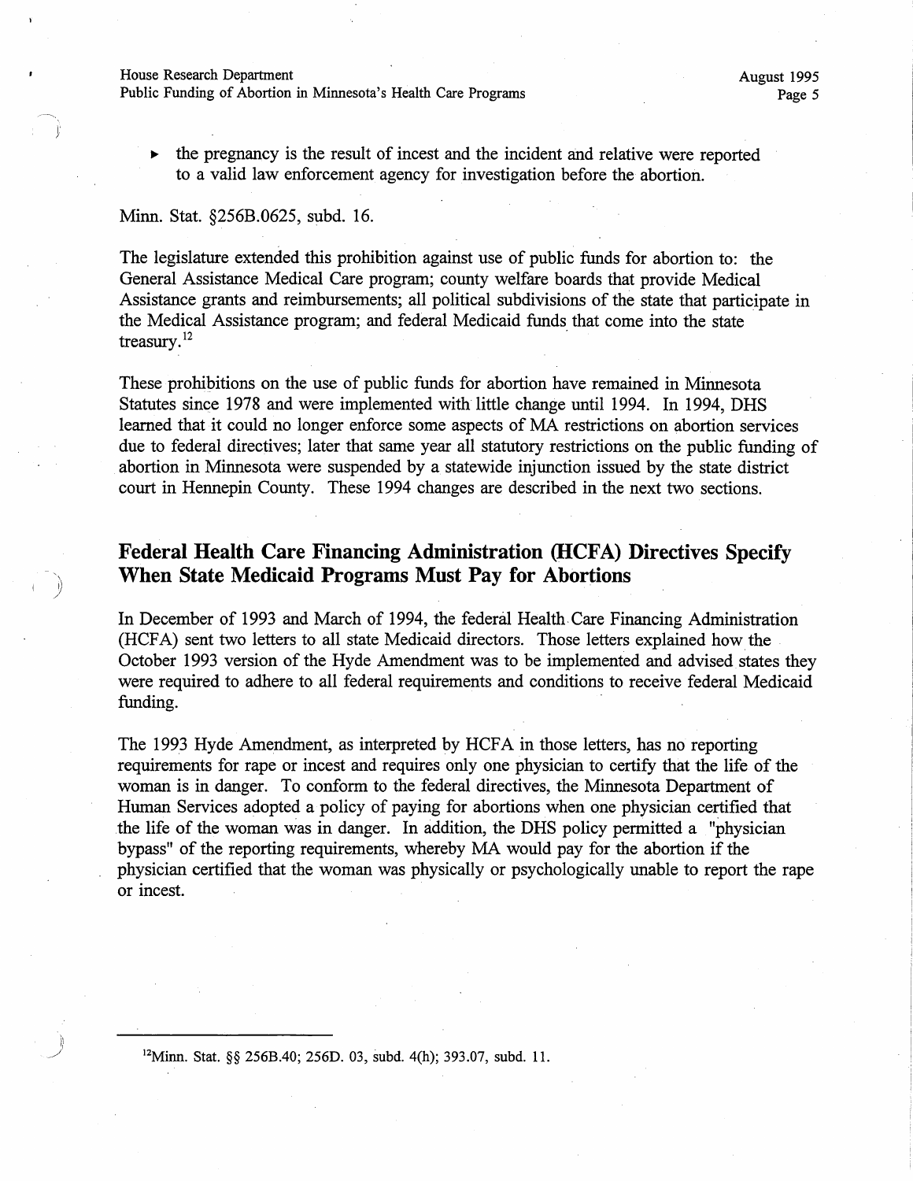- the pregnancy is the result of incest and the incident and relative were reported to a valid law enforcement agency for investigation before the abortion.

Minn. Stat. §256B.0625, subd. 16.

The legislature extended this prohibition against use of public funds for abortion to: the General Assistance Medical Care program; county welfare boards that provide Medical Assistance grants and reimbursements; all political subdivisions of the state that participate in the Medical Assistance program; and federal Medicaid funds that come into the state treasury.[12]

These prohibitions on the use of public funds for abortion have remained in Minnesota Statutes since 1978 and were implemented with little change until 1994. In 1994, DHS learned that it could no longer enforce some aspects of MA restrictions on abortion services due to federal directives; later that same year all statutory restrictions on the public funding of abortion in Minnesota were suspended by a statewide injunction issued by the state district court in Hennepin County. These 1994 changes are described in the next two sections.

## Federal Health Care Financing Administration (HCFA) Directives Specify When State Medicaid Programs Must Pay for Abortions

In December of 1993 and March of 1994, the federal Health Care Financing Administration (HCFA) sent two letters to all state Medicaid directors. Those letters explained how the October 1993 version of the Hyde Amendment was to be implemented and advised states they were required to adhere to all federal requirements and conditions to receive federal Medicaid funding.

The 1993 Hyde Amendment, as interpreted by HCFA in those letters, has no reporting requirements for rape or incest and requires only one physician to certify that the life of the woman is in danger. To conform to the federal directives, the Minnesota Department of Human Services adopted a policy of paying for abortions when one physician certified that the life of the woman was in danger. In addition, the DHS policy permitted a "physician bypass" of the reporting requirements, whereby MA would pay for the abortion if the physician certified that the woman was physically or psychologically unable to report the rape or incest.

---

[12] Minn. Stat. §§ 256B.40; 256D. 03, subd. 4(h); 393.07, subd. 11.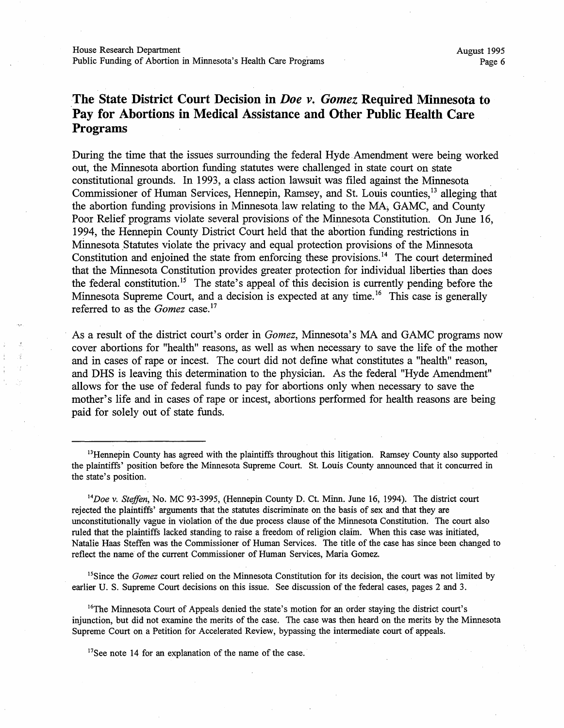## The State District Court Decision in *Doe v. Gomez* Required Minnesota to Pay for Abortions in Medical Assistance and Other Public Health Care Programs

During the time that the issues surrounding the federal Hyde Amendment were being worked out, the Minnesota abortion funding statutes were challenged in state court on state constitutional grounds. In 1993, a class action lawsuit was filed against the Minnesota Commissioner of Human Services, Hennepin, Ramsey, and St. Louis counties,[13] alleging that the abortion funding provisions in Minnesota law relating to the MA, GAMC, and County Poor Relief programs violate several provisions of the Minnesota Constitution. On June 16, 1994, the Hennepin County District Court held that the abortion funding restrictions in Minnesota Statutes violate the privacy and equal protection provisions of the Minnesota Constitution and enjoined the state from enforcing these provisions.[14] The court determined that the Minnesota Constitution provides greater protection for individual liberties than does the federal constitution.[15] The state's appeal of this decision is currently pending before the Minnesota Supreme Court, and a decision is expected at any time.[16] This case is generally referred to as the *Gomez* case.[17]

As a result of the district court's order in *Gomez*, Minnesota's MA and GAMC programs now cover abortions for "health" reasons, as well as when necessary to save the life of the mother and in cases of rape or incest. The court did not define what constitutes a "health" reason, and DHS is leaving this determination to the physician. As the federal "Hyde Amendment" allows for the use of federal funds to pay for abortions only when necessary to save the mother's life and in cases of rape or incest, abortions performed for health reasons are being paid for solely out of state funds.

---

[13]Hennepin County has agreed with the plaintiffs throughout this litigation. Ramsey County also supported the plaintiffs' position before the Minnesota Supreme Court. St. Louis County announced that it concurred in the state's position.

[14]*Doe v. Steffen*, No. MC 93-3995, (Hennepin County D. Ct. Minn. June 16, 1994). The district court rejected the plaintiffs' arguments that the statutes discriminate on the basis of sex and that they are unconstitutionally vague in violation of the due process clause of the Minnesota Constitution. The court also ruled that the plaintiffs lacked standing to raise a freedom of religion claim. When this case was initiated, Natalie Haas Steffen was the Commissioner of Human Services. The title of the case has since been changed to reflect the name of the current Commissioner of Human Services, Maria Gomez.

[15]Since the *Gomez* court relied on the Minnesota Constitution for its decision, the court was not limited by earlier U. S. Supreme Court decisions on this issue. See discussion of the federal cases, pages 2 and 3.

[16]The Minnesota Court of Appeals denied the state's motion for an order staying the district court's injunction, but did not examine the merits of the case. The case was then heard on the merits by the Minnesota Supreme Court on a Petition for Accelerated Review, bypassing the intermediate court of appeals.

[17]See note 14 for an explanation of the name of the case.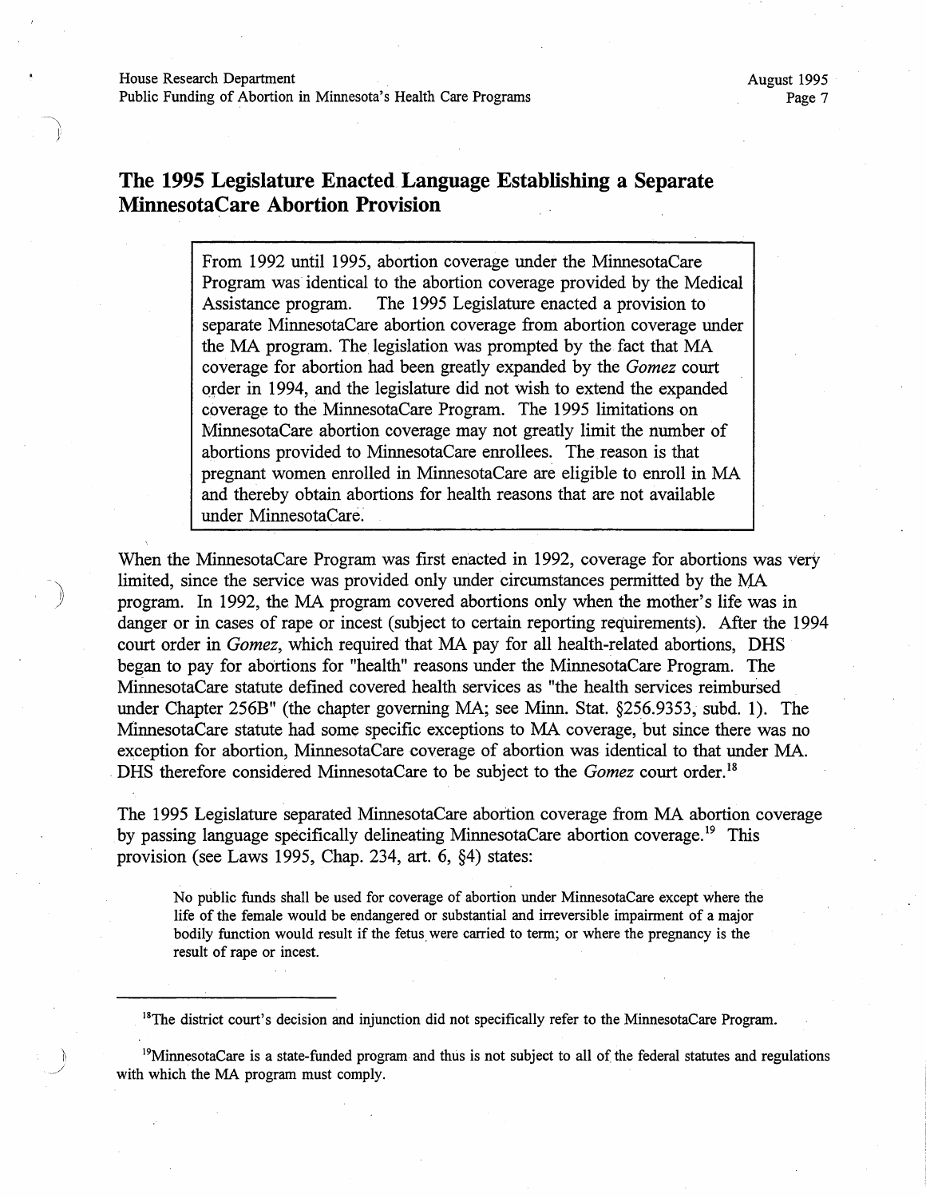## The 1995 Legislature Enacted Language Establishing a Separate MinnesotaCare Abortion Provision

> From 1992 until 1995, abortion coverage under the MinnesotaCare Program was identical to the abortion coverage provided by the Medical Assistance program. The 1995 Legislature enacted a provision to separate MinnesotaCare abortion coverage from abortion coverage under the MA program. The legislation was prompted by the fact that MA coverage for abortion had been greatly expanded by the *Gomez* court order in 1994, and the legislature did not wish to extend the expanded coverage to the MinnesotaCare Program. The 1995 limitations on MinnesotaCare abortion coverage may not greatly limit the number of abortions provided to MinnesotaCare enrollees. The reason is that pregnant women enrolled in MinnesotaCare are eligible to enroll in MA and thereby obtain abortions for health reasons that are not available under MinnesotaCare.

When the MinnesotaCare Program was first enacted in 1992, coverage for abortions was very limited, since the service was provided only under circumstances permitted by the MA program. In 1992, the MA program covered abortions only when the mother's life was in danger or in cases of rape or incest (subject to certain reporting requirements). After the 1994 court order in *Gomez*, which required that MA pay for all health-related abortions, DHS began to pay for abortions for "health" reasons under the MinnesotaCare Program. The MinnesotaCare statute defined covered health services as "the health services reimbursed under Chapter 256B" (the chapter governing MA; see Minn. Stat. §256.9353, subd. 1). The MinnesotaCare statute had some specific exceptions to MA coverage, but since there was no exception for abortion, MinnesotaCare coverage of abortion was identical to that under MA. DHS therefore considered MinnesotaCare to be subject to the *Gomez* court order.[18]

The 1995 Legislature separated MinnesotaCare abortion coverage from MA abortion coverage by passing language specifically delineating MinnesotaCare abortion coverage.[19] This provision (see Laws 1995, Chap. 234, art. 6, §4) states:

> No public funds shall be used for coverage of abortion under MinnesotaCare except where the life of the female would be endangered or substantial and irreversible impairment of a major bodily function would result if the fetus were carried to term; or where the pregnancy is the result of rape or incest.

---

[18] The district court's decision and injunction did not specifically refer to the MinnesotaCare Program.

[19] MinnesotaCare is a state-funded program and thus is not subject to all of the federal statutes and regulations with which the MA program must comply.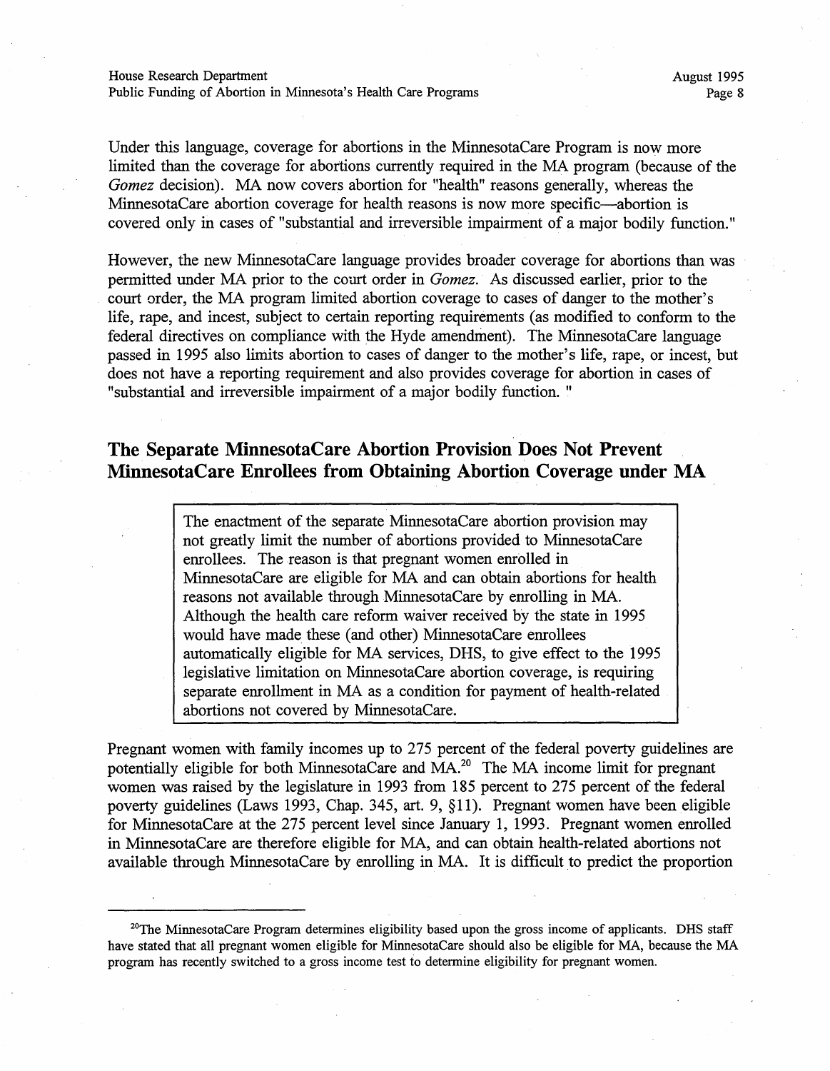Under this language, coverage for abortions in the MinnesotaCare Program is now more limited than the coverage for abortions currently required in the MA program (because of the *Gomez* decision). MA now covers abortion for "health" reasons generally, whereas the MinnesotaCare abortion coverage for health reasons is now more specific—abortion is covered only in cases of "substantial and irreversible impairment of a major bodily function."

However, the new MinnesotaCare language provides broader coverage for abortions than was permitted under MA prior to the court order in *Gomez*. As discussed earlier, prior to the court order, the MA program limited abortion coverage to cases of danger to the mother's life, rape, and incest, subject to certain reporting requirements (as modified to conform to the federal directives on compliance with the Hyde amendment). The MinnesotaCare language passed in 1995 also limits abortion to cases of danger to the mother's life, rape, or incest, but does not have a reporting requirement and also provides coverage for abortion in cases of "substantial and irreversible impairment of a major bodily function."

## The Separate MinnesotaCare Abortion Provision Does Not Prevent MinnesotaCare Enrollees from Obtaining Abortion Coverage under MA

> The enactment of the separate MinnesotaCare abortion provision may not greatly limit the number of abortions provided to MinnesotaCare enrollees. The reason is that pregnant women enrolled in MinnesotaCare are eligible for MA and can obtain abortions for health reasons not available through MinnesotaCare by enrolling in MA. Although the health care reform waiver received by the state in 1995 would have made these (and other) MinnesotaCare enrollees automatically eligible for MA services, DHS, to give effect to the 1995 legislative limitation on MinnesotaCare abortion coverage, is requiring separate enrollment in MA as a condition for payment of health-related abortions not covered by MinnesotaCare.

Pregnant women with family incomes up to 275 percent of the federal poverty guidelines are potentially eligible for both MinnesotaCare and MA.[20] The MA income limit for pregnant women was raised by the legislature in 1993 from 185 percent to 275 percent of the federal poverty guidelines (Laws 1993, Chap. 345, art. 9, §11). Pregnant women have been eligible for MinnesotaCare at the 275 percent level since January 1, 1993. Pregnant women enrolled in MinnesotaCare are therefore eligible for MA, and can obtain health-related abortions not available through MinnesotaCare by enrolling in MA. It is difficult to predict the proportion

---

[20] The MinnesotaCare Program determines eligibility based upon the gross income of applicants. DHS staff have stated that all pregnant women eligible for MinnesotaCare should also be eligible for MA, because the MA program has recently switched to a gross income test to determine eligibility for pregnant women.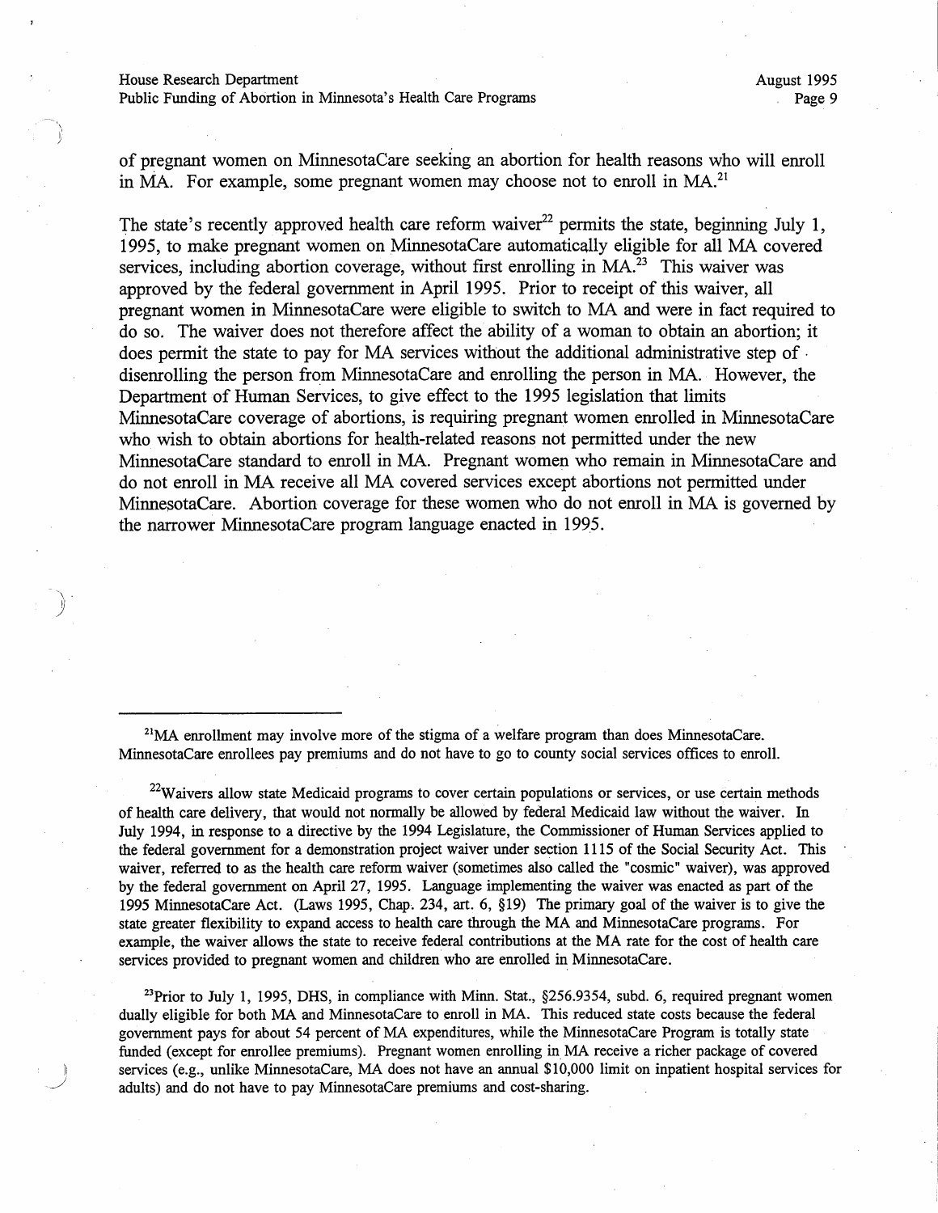of pregnant women on MinnesotaCare seeking an abortion for health reasons who will enroll in MA. For example, some pregnant women may choose not to enroll in MA.[21]

The state's recently approved health care reform waiver[22] permits the state, beginning July 1, 1995, to make pregnant women on MinnesotaCare automatically eligible for all MA covered services, including abortion coverage, without first enrolling in MA.[23] This waiver was approved by the federal government in April 1995. Prior to receipt of this waiver, all pregnant women in MinnesotaCare were eligible to switch to MA and were in fact required to do so. The waiver does not therefore affect the ability of a woman to obtain an abortion; it does permit the state to pay for MA services without the additional administrative step of disenrolling the person from MinnesotaCare and enrolling the person in MA. However, the Department of Human Services, to give effect to the 1995 legislation that limits MinnesotaCare coverage of abortions, is requiring pregnant women enrolled in MinnesotaCare who wish to obtain abortions for health-related reasons not permitted under the new MinnesotaCare standard to enroll in MA. Pregnant women who remain in MinnesotaCare and do not enroll in MA receive all MA covered services except abortions not permitted under MinnesotaCare. Abortion coverage for these women who do not enroll in MA is governed by the narrower MinnesotaCare program language enacted in 1995.

---

[21] MA enrollment may involve more of the stigma of a welfare program than does MinnesotaCare. MinnesotaCare enrollees pay premiums and do not have to go to county social services offices to enroll.

[22] Waivers allow state Medicaid programs to cover certain populations or services, or use certain methods of health care delivery, that would not normally be allowed by federal Medicaid law without the waiver. In July 1994, in response to a directive by the 1994 Legislature, the Commissioner of Human Services applied to the federal government for a demonstration project waiver under section 1115 of the Social Security Act. This waiver, referred to as the health care reform waiver (sometimes also called the "cosmic" waiver), was approved by the federal government on April 27, 1995. Language implementing the waiver was enacted as part of the 1995 MinnesotaCare Act. (Laws 1995, Chap. 234, art. 6, §19) The primary goal of the waiver is to give the state greater flexibility to expand access to health care through the MA and MinnesotaCare programs. For example, the waiver allows the state to receive federal contributions at the MA rate for the cost of health care services provided to pregnant women and children who are enrolled in MinnesotaCare.

[23] Prior to July 1, 1995, DHS, in compliance with Minn. Stat., §256.9354, subd. 6, required pregnant women dually eligible for both MA and MinnesotaCare to enroll in MA. This reduced state costs because the federal government pays for about 54 percent of MA expenditures, while the MinnesotaCare Program is totally state funded (except for enrollee premiums). Pregnant women enrolling in MA receive a richer package of covered services (e.g., unlike MinnesotaCare, MA does not have an annual $10,000 limit on inpatient hospital services for adults) and do not have to pay MinnesotaCare premiums and cost-sharing.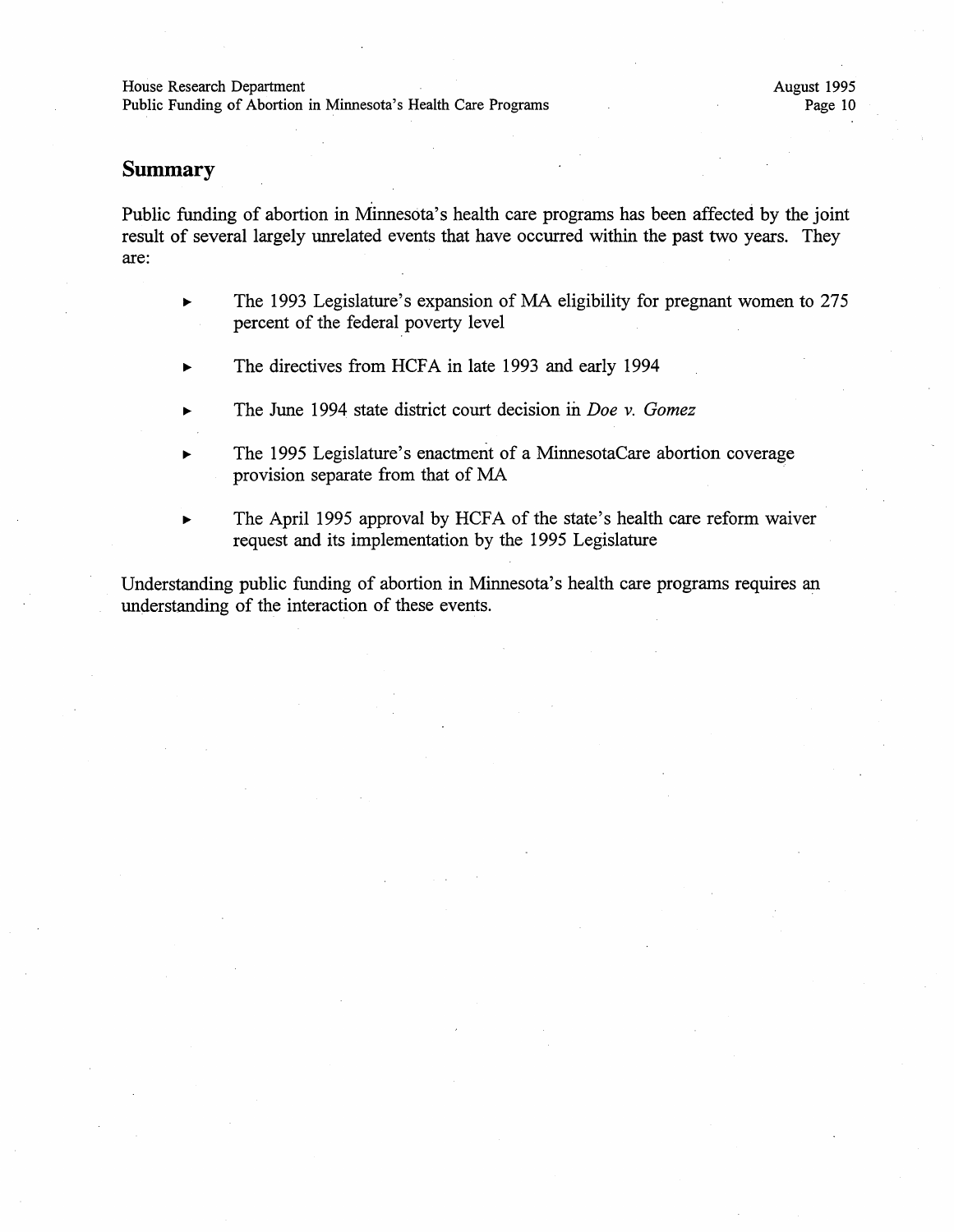## Summary

Public funding of abortion in Minnesota's health care programs has been affected by the joint result of several largely unrelated events that have occurred within the past two years. They are:

- The 1993 Legislature's expansion of MA eligibility for pregnant women to 275 percent of the federal poverty level
- The directives from HCFA in late 1993 and early 1994
- The June 1994 state district court decision in *Doe v. Gomez*
- The 1995 Legislature's enactment of a MinnesotaCare abortion coverage provision separate from that of MA
- The April 1995 approval by HCFA of the state's health care reform waiver request and its implementation by the 1995 Legislature

Understanding public funding of abortion in Minnesota's health care programs requires an understanding of the interaction of these events.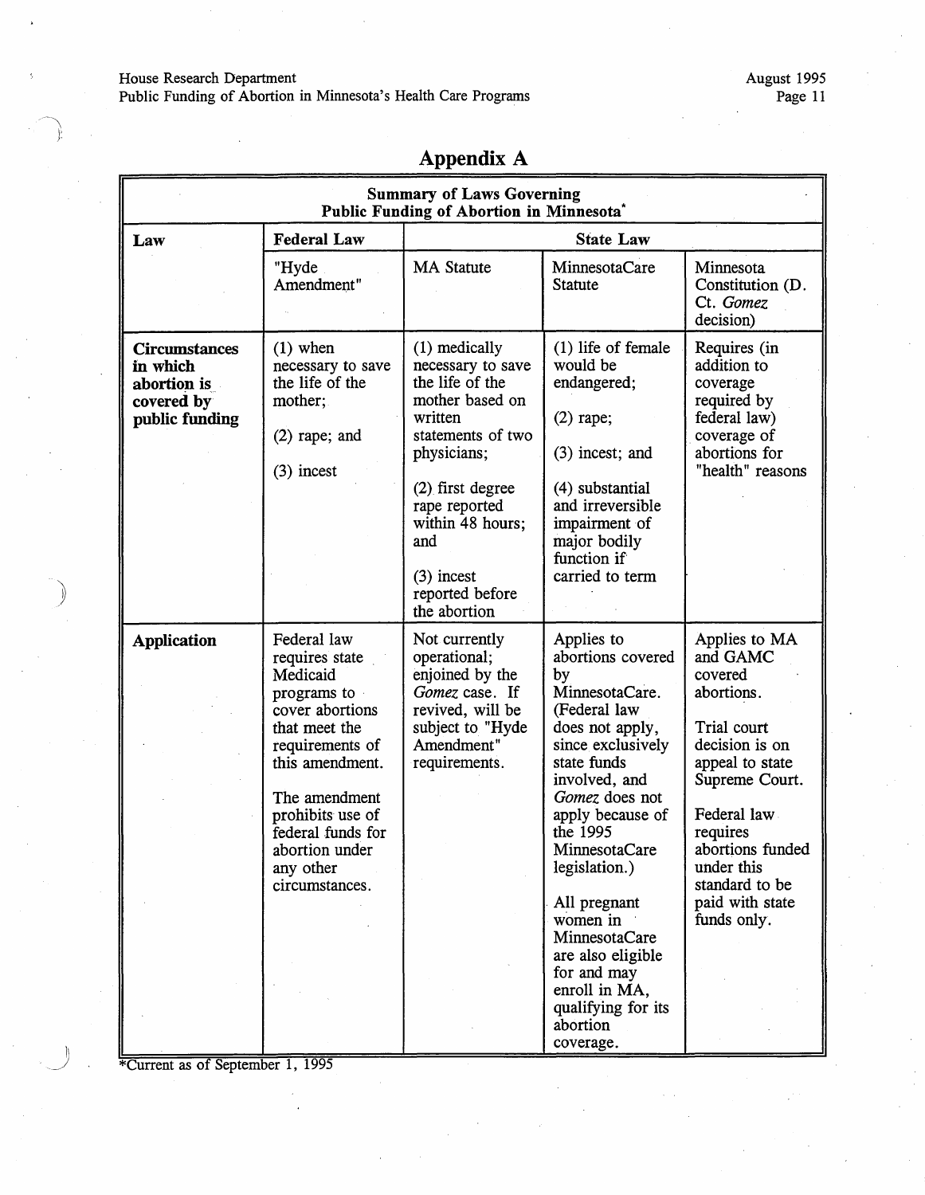# Appendix A

| Summary of Laws Governing Public Funding of Abortion in Minnesota* | | | | |
|---|---|---|---|---|
| **Law** | **Federal Law** | **State Law** | | |
| | "Hyde Amendment" | MA Statute | MinnesotaCare Statute | Minnesota Constitution (D. Ct. *Gomez* decision) |
| **Circumstances in which abortion is covered by public funding** | (1) when necessary to save the life of the mother;<br><br>(2) rape; and<br><br>(3) incest | (1) medically necessary to save the life of the mother based on written statements of two physicians;<br><br>(2) first degree rape reported within 48 hours; and<br><br>(3) incest reported before the abortion | (1) life of female would be endangered;<br><br>(2) rape;<br><br>(3) incest; and<br><br>(4) substantial and irreversible impairment of major bodily function if carried to term | Requires (in addition to coverage required by federal law) coverage of abortions for "health" reasons |
| **Application** | Federal law requires state Medicaid programs to cover abortions that meet the requirements of this amendment.<br><br>The amendment prohibits use of federal funds for abortion under any other circumstances. | Not currently operational; enjoined by the *Gomez* case. If revived, will be subject to "Hyde Amendment" requirements. | Applies to abortions covered by MinnesotaCare. (Federal law does not apply, since exclusively state funds involved, and *Gomez* does not apply because of the 1995 MinnesotaCare legislation.)<br><br>All pregnant women in MinnesotaCare are also eligible for and may enroll in MA, qualifying for its abortion coverage. | Applies to MA and GAMC covered abortions.<br><br>Trial court decision is on appeal to state Supreme Court.<br><br>Federal law requires abortions funded under this standard to be paid with state funds only. |

*Current as of September 1, 1995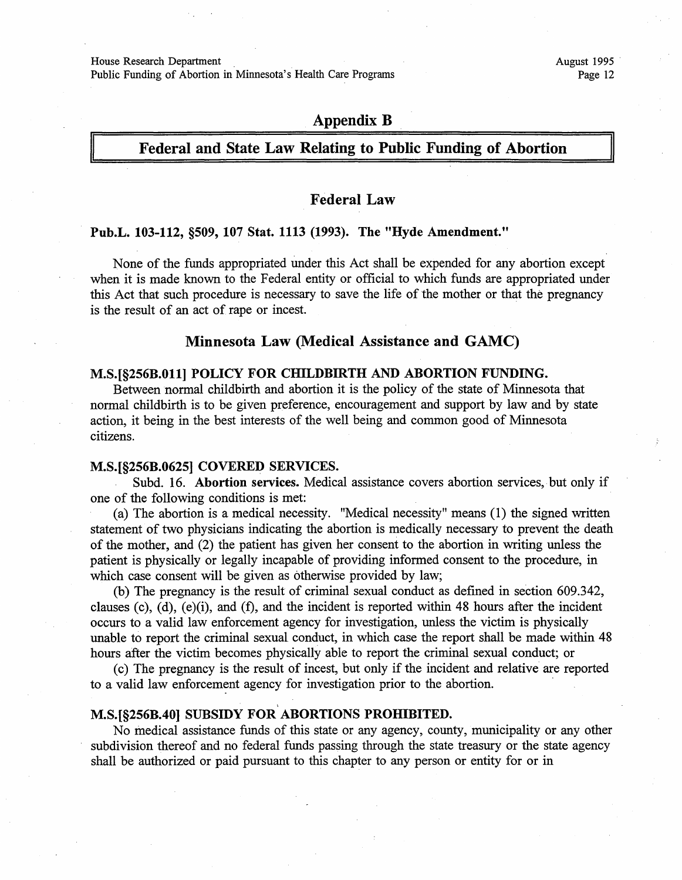# Appendix B

## Federal and State Law Relating to Public Funding of Abortion

### Federal Law

**Pub.L. 103-112, §509, 107 Stat. 1113 (1993). The "Hyde Amendment."**

None of the funds appropriated under this Act shall be expended for any abortion except when it is made known to the Federal entity or official to which funds are appropriated under this Act that such procedure is necessary to save the life of the mother or that the pregnancy is the result of an act of rape or incest.

### Minnesota Law (Medical Assistance and GAMC)

**M.S.[§256B.011] POLICY FOR CHILDBIRTH AND ABORTION FUNDING.**

Between normal childbirth and abortion it is the policy of the state of Minnesota that normal childbirth is to be given preference, encouragement and support by law and by state action, it being in the best interests of the well being and common good of Minnesota citizens.

**M.S.[§256B.0625] COVERED SERVICES.**

Subd. 16. **Abortion services.** Medical assistance covers abortion services, but only if one of the following conditions is met:

(a) The abortion is a medical necessity. "Medical necessity" means (1) the signed written statement of two physicians indicating the abortion is medically necessary to prevent the death of the mother, and (2) the patient has given her consent to the abortion in writing unless the patient is physically or legally incapable of providing informed consent to the procedure, in which case consent will be given as otherwise provided by law;

(b) The pregnancy is the result of criminal sexual conduct as defined in section 609.342, clauses (c), (d), (e)(i), and (f), and the incident is reported within 48 hours after the incident occurs to a valid law enforcement agency for investigation, unless the victim is physically unable to report the criminal sexual conduct, in which case the report shall be made within 48 hours after the victim becomes physically able to report the criminal sexual conduct; or

(c) The pregnancy is the result of incest, but only if the incident and relative are reported to a valid law enforcement agency for investigation prior to the abortion.

**M.S.[§256B.40] SUBSIDY FOR ABORTIONS PROHIBITED.**

No medical assistance funds of this state or any agency, county, municipality or any other subdivision thereof and no federal funds passing through the state treasury or the state agency shall be authorized or paid pursuant to this chapter to any person or entity for or in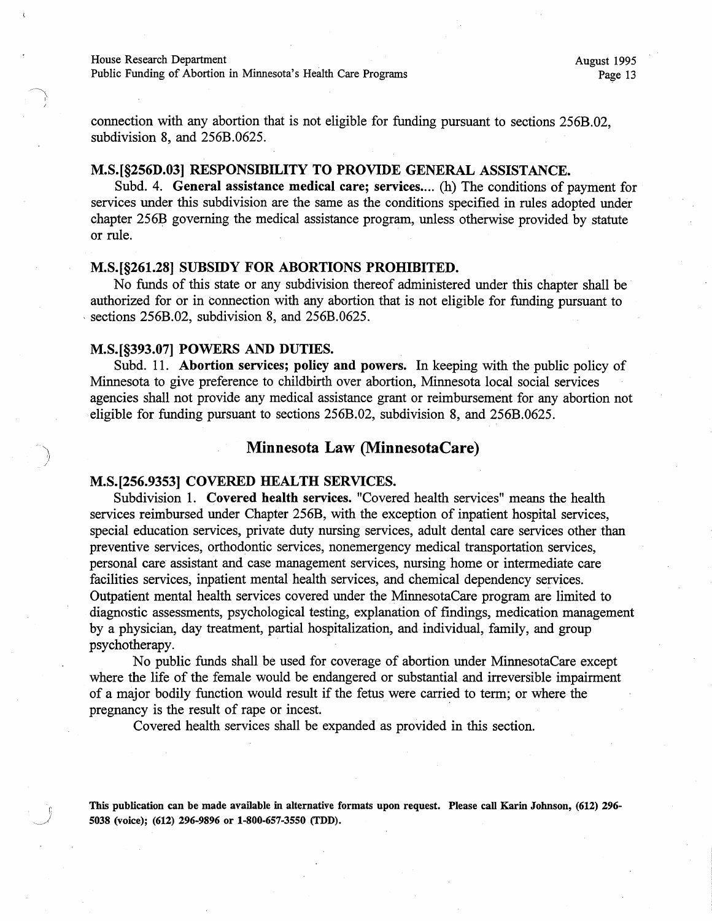connection with any abortion that is not eligible for funding pursuant to sections 256B.02, subdivision 8, and 256B.0625.

### M.S.[§256D.03] RESPONSIBILITY TO PROVIDE GENERAL ASSISTANCE.

Subd. 4. **General assistance medical care; services....** (h) The conditions of payment for services under this subdivision are the same as the conditions specified in rules adopted under chapter 256B governing the medical assistance program, unless otherwise provided by statute or rule.

### M.S.[§261.28] SUBSIDY FOR ABORTIONS PROHIBITED.

No funds of this state or any subdivision thereof administered under this chapter shall be authorized for or in connection with any abortion that is not eligible for funding pursuant to sections 256B.02, subdivision 8, and 256B.0625.

### M.S.[§393.07] POWERS AND DUTIES.

Subd. 11. **Abortion services; policy and powers.** In keeping with the public policy of Minnesota to give preference to childbirth over abortion, Minnesota local social services agencies shall not provide any medical assistance grant or reimbursement for any abortion not eligible for funding pursuant to sections 256B.02, subdivision 8, and 256B.0625.

## Minnesota Law (MinnesotaCare)

### M.S.[256.9353] COVERED HEALTH SERVICES.

Subdivision 1. **Covered health services.** "Covered health services" means the health services reimbursed under Chapter 256B, with the exception of inpatient hospital services, special education services, private duty nursing services, adult dental care services other than preventive services, orthodontic services, nonemergency medical transportation services, personal care assistant and case management services, nursing home or intermediate care facilities services, inpatient mental health services, and chemical dependency services. Outpatient mental health services covered under the MinnesotaCare program are limited to diagnostic assessments, psychological testing, explanation of findings, medication management by a physician, day treatment, partial hospitalization, and individual, family, and group psychotherapy.

No public funds shall be used for coverage of abortion under MinnesotaCare except where the life of the female would be endangered or substantial and irreversible impairment of a major bodily function would result if the fetus were carried to term; or where the pregnancy is the result of rape or incest.

Covered health services shall be expanded as provided in this section.

**This publication can be made available in alternative formats upon request. Please call Karin Johnson, (612) 296-5038 (voice); (612) 296-9896 or 1-800-657-3550 (TDD).**